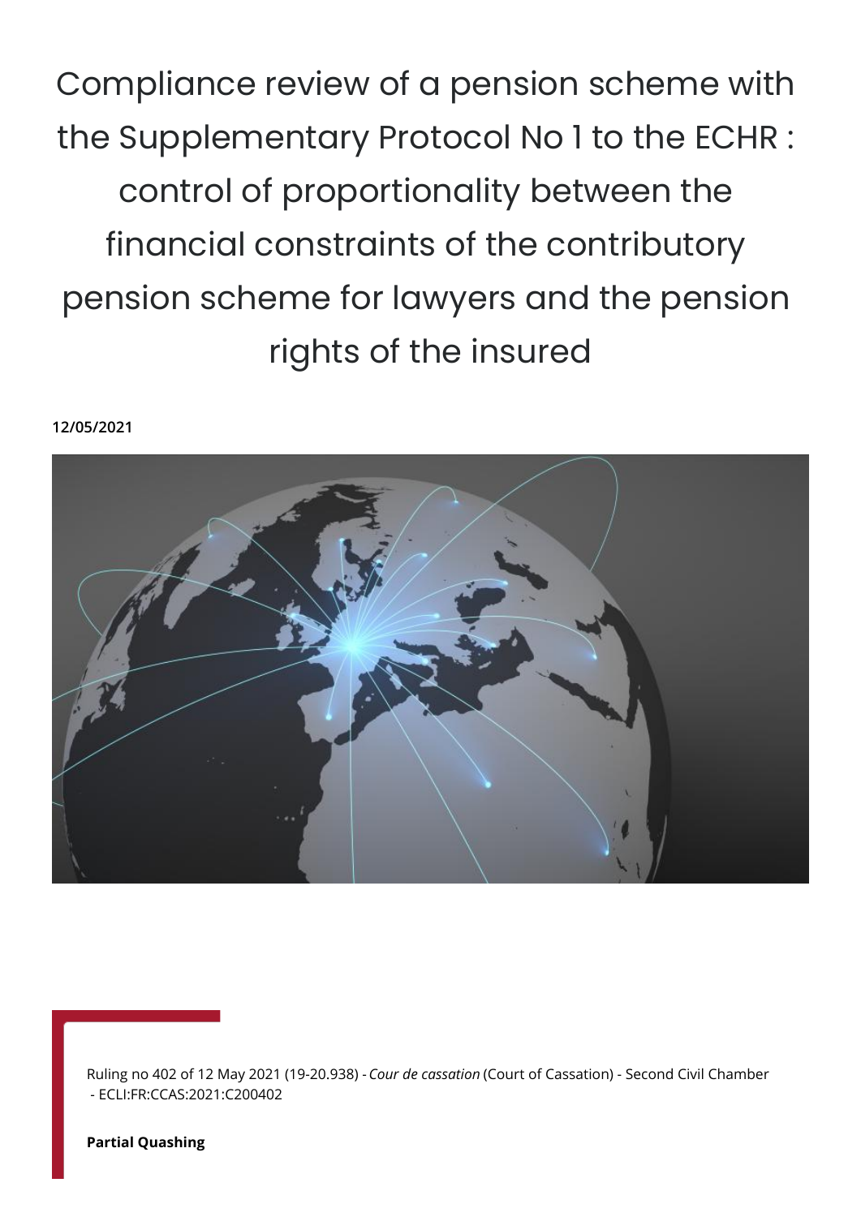# Compliance review of a pension scheme with the Supplementary Protocol No 1 to the ECHR : control of proportionality between the financial constraints of the contributory pension scheme for lawyers and the pension rights of the insured

**12/05/2021**

Ruling no 402 of 12 May 2021 (19-20.938) - *Cour de cassation* (Court of Cassation) - Second Civil Chamber - ECLI:FR:CCAS:2021:C200402

**Partial Quashing**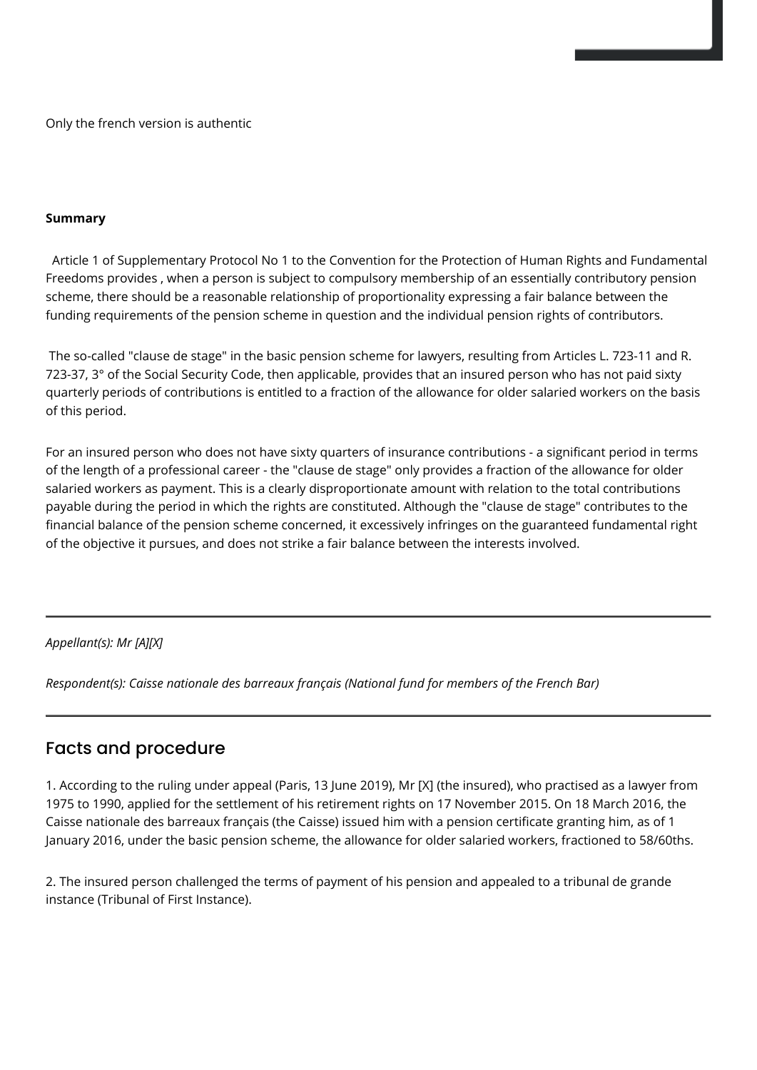Only the french version is authentic

**Summary**

Article 1 of Supplementary Protocol No 1 to the Convention for the Protection of Human Rights and Fundamental Freedoms provides , when a person is subject to compulsory membership of an essentially contributory pension scheme, there should be a reasonable relationship of proportionality expressing a fair balance between the funding requirements of the pension scheme in question and the individual pension rights of contributors.

The so-called "clause de stage" in the basic pension scheme for lawyers, resulting from Articles L. 723-11 and R. 723-37, 3° of the Social Security Code, then applicable, provides that an insured person who has not paid sixty quarterly periods of contributions is entitled to a fraction of the allowance for older salaried workers on the basis of this period.

For an insured person who does not have sixty quarters of insurance contributions - a significant period in terms of the length of a professional career - the "clause de stage" only provides a fraction of the allowance for older salaried workers as payment. This is a clearly disproportionate amount with relation to the total contributions payable during the period in which the rights are constituted. Although the "clause de stage" contributes to the financial balance of the pension scheme concerned, it excessively infringes on the guaranteed fundamental right of the objective it pursues, and does not strike a fair balance between the interests involved.

---

*Appellant(s): Mr [A][X]*

*Respondent(s): Caisse nationale des barreaux français (National fund for members of the French Bar)*

---

## Facts and procedure

1. According to the ruling under appeal (Paris, 13 June 2019), Mr [X] (the insured), who practised as a lawyer from 1975 to 1990, applied for the settlement of his retirement rights on 17 November 2015. On 18 March 2016, the Caisse nationale des barreaux français (the Caisse) issued him with a pension certificate granting him, as of 1 January 2016, under the basic pension scheme, the allowance for older salaried workers, fractioned to 58/60ths.

2. The insured person challenged the terms of payment of his pension and appealed to a tribunal de grande instance (Tribunal of First Instance).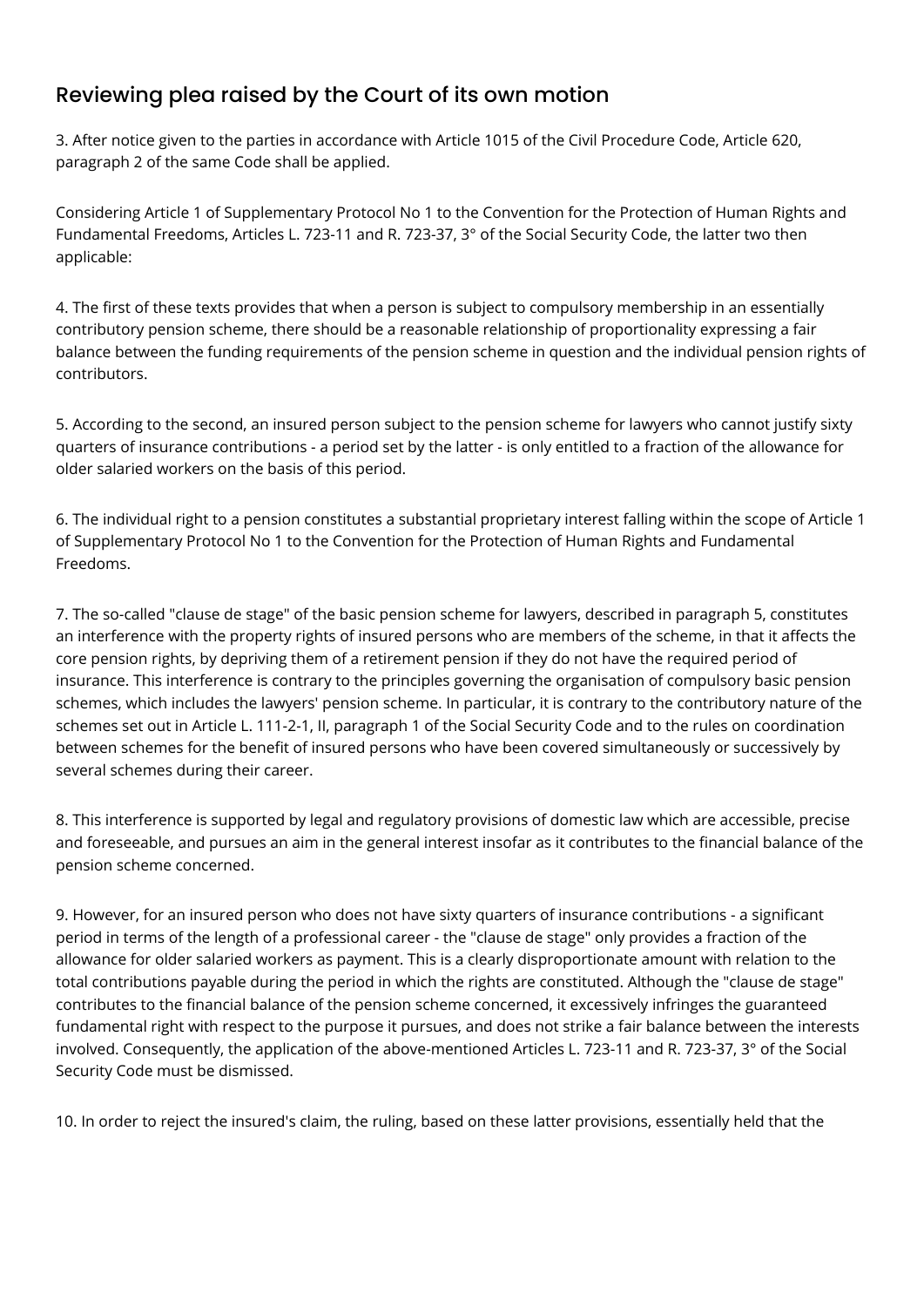## Reviewing plea raised by the Court of its own motion

3. After notice given to the parties in accordance with Article 1015 of the Civil Procedure Code, Article 620, paragraph 2 of the same Code shall be applied.

Considering Article 1 of Supplementary Protocol No 1 to the Convention for the Protection of Human Rights and Fundamental Freedoms, Articles L. 723-11 and R. 723-37, 3° of the Social Security Code, the latter two then applicable:

4. The first of these texts provides that when a person is subject to compulsory membership in an essentially contributory pension scheme, there should be a reasonable relationship of proportionality expressing a fair balance between the funding requirements of the pension scheme in question and the individual pension rights of contributors.

5. According to the second, an insured person subject to the pension scheme for lawyers who cannot justify sixty quarters of insurance contributions - a period set by the latter - is only entitled to a fraction of the allowance for older salaried workers on the basis of this period.

6. The individual right to a pension constitutes a substantial proprietary interest falling within the scope of Article 1 of Supplementary Protocol No 1 to the Convention for the Protection of Human Rights and Fundamental Freedoms.

7. The so-called "clause de stage" of the basic pension scheme for lawyers, described in paragraph 5, constitutes an interference with the property rights of insured persons who are members of the scheme, in that it affects the core pension rights, by depriving them of a retirement pension if they do not have the required period of insurance. This interference is contrary to the principles governing the organisation of compulsory basic pension schemes, which includes the lawyers' pension scheme. In particular, it is contrary to the contributory nature of the schemes set out in Article L. 111-2-1, II, paragraph 1 of the Social Security Code and to the rules on coordination between schemes for the benefit of insured persons who have been covered simultaneously or successively by several schemes during their career.

8. This interference is supported by legal and regulatory provisions of domestic law which are accessible, precise and foreseeable, and pursues an aim in the general interest insofar as it contributes to the financial balance of the pension scheme concerned.

9. However, for an insured person who does not have sixty quarters of insurance contributions - a significant period in terms of the length of a professional career - the "clause de stage" only provides a fraction of the allowance for older salaried workers as payment. This is a clearly disproportionate amount with relation to the total contributions payable during the period in which the rights are constituted. Although the "clause de stage" contributes to the financial balance of the pension scheme concerned, it excessively infringes the guaranteed fundamental right with respect to the purpose it pursues, and does not strike a fair balance between the interests involved. Consequently, the application of the above-mentioned Articles L. 723-11 and R. 723-37, 3° of the Social Security Code must be dismissed.

10. In order to reject the insured's claim, the ruling, based on these latter provisions, essentially held that the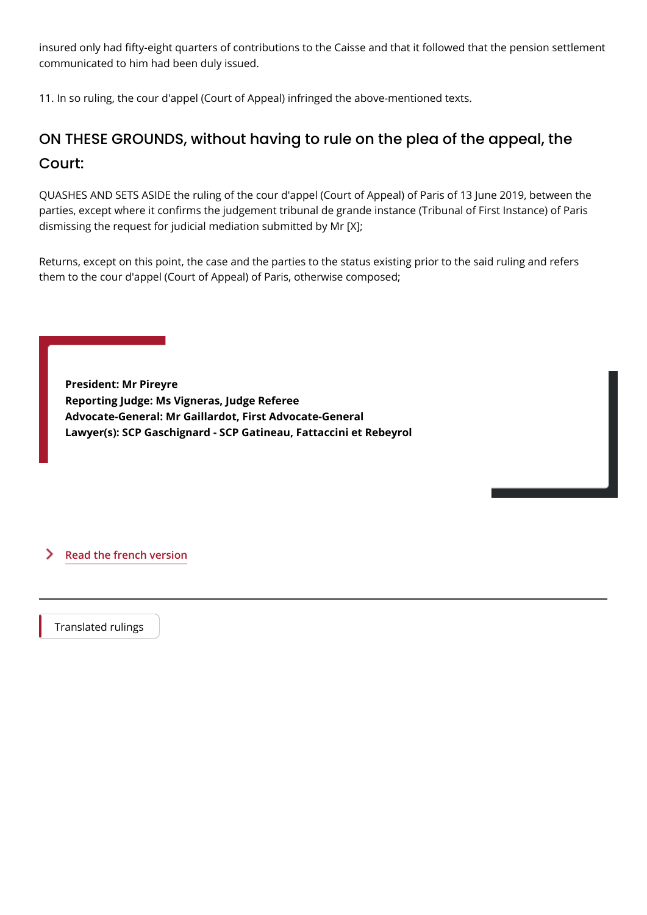insured only had fifty-eight quarters of contributions to the Caisse and that it followed that the pension settlement communicated to him had been duly issued.

11. In so ruling, the cour d'appel (Court of Appeal) infringed the above-mentioned texts.

## ON THESE GROUNDS, without having to rule on the plea of the appeal, the Court:

QUASHES AND SETS ASIDE the ruling of the cour d'appel (Court of Appeal) of Paris of 13 June 2019, between the parties, except where it confirms the judgement tribunal de grande instance (Tribunal of First Instance) of Paris dismissing the request for judicial mediation submitted by Mr [X];

Returns, except on this point, the case and the parties to the status existing prior to the said ruling and refers them to the cour d'appel (Court of Appeal) of Paris, otherwise composed;

**President: Mr Pireyre**
**Reporting Judge: Ms Vigneras, Judge Referee**
**Advocate-General: Mr Gaillardot, First Advocate-General**
**Lawyer(s): SCP Gaschignard - SCP Gatineau, Fattaccini et Rebeyrol**

Read the french version

Translated rulings